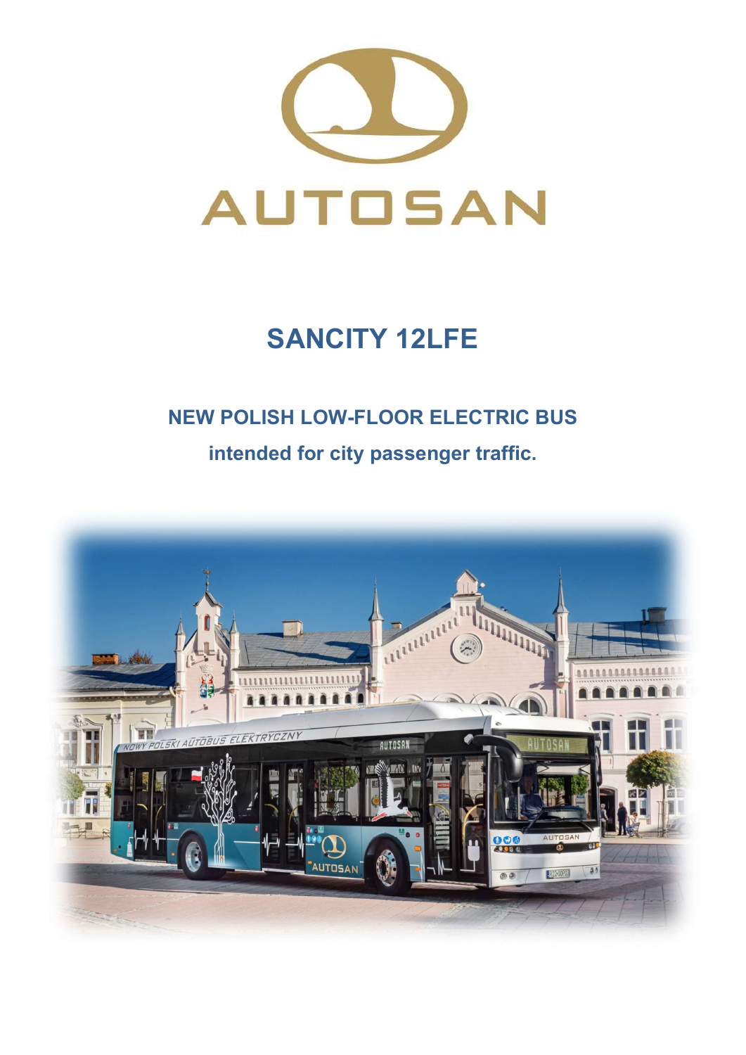AUTOSAN

# SANCITY 12LFE

## NEW POLISH LOW-FLOOR ELECTRIC BUS

**intended for city passenger traffic.**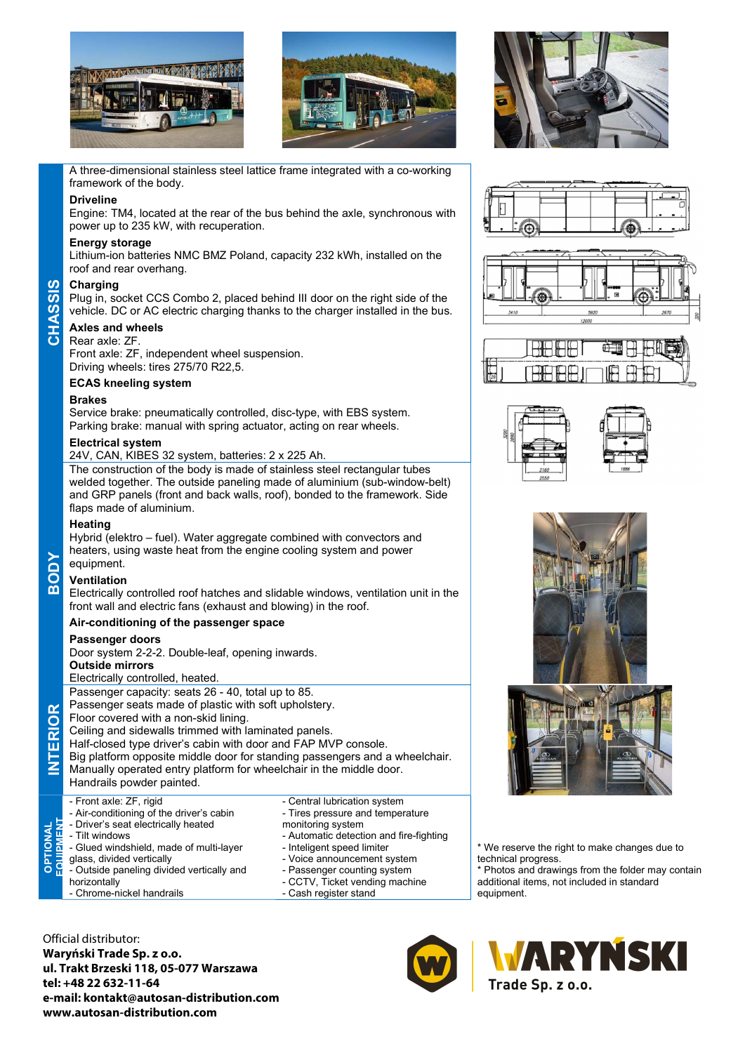## CHASSIS

A three-dimensional stainless steel lattice frame integrated with a co-working framework of the body.

**Driveline**
Engine: TM4, located at the rear of the bus behind the axle, synchronous with power up to 235 kW, with recuperation.

**Energy storage**
Lithium-ion batteries NMC BMZ Poland, capacity 232 kWh, installed on the roof and rear overhang.

**Charging**
Plug in, socket CCS Combo 2, placed behind III door on the right side of the vehicle. DC or AC electric charging thanks to the charger installed in the bus.

**Axles and wheels**
Rear axle: ZF.
Front axle: ZF, independent wheel suspension.
Driving wheels: tires 275/70 R22,5.

**ECAS kneeling system**

**Brakes**
Service brake: pneumatically controlled, disc-type, with EBS system.
Parking brake: manual with spring actuator, acting on rear wheels.

**Electrical system**
24V, CAN, KIBES 32 system, batteries: 2 x 225 Ah.

## BODY

The construction of the body is made of stainless steel rectangular tubes welded together. The outside paneling made of aluminium (sub-window-belt) and GRP panels (front and back walls, roof), bonded to the framework. Side flaps made of aluminium.

**Heating**
Hybrid (elektro – fuel). Water aggregate combined with convectors and heaters, using waste heat from the engine cooling system and power equipment.

**Ventilation**
Electrically controlled roof hatches and slidable windows, ventilation unit in the front wall and electric fans (exhaust and blowing) in the roof.

**Air-conditioning of the passenger space**

**Passenger doors**
Door system 2-2-2. Double-leaf, opening inwards.

**Outside mirrors**
Electrically controlled, heated.

## INTERIOR

Passenger capacity: seats 26 - 40, total up to 85.
Passenger seats made of plastic with soft upholstery.
Floor covered with a non-skid lining.
Ceiling and sidewalls trimmed with laminated panels.
Half-closed type driver's cabin with door and FAP MVP console.
Big platform opposite middle door for standing passengers and a wheelchair.
Manually operated entry platform for wheelchair in the middle door.
Handrails powder painted.

## OPTIONAL EQUIPMENT

- Front axle: ZF, rigid
- Air-conditioning of the driver's cabin
- Driver's seat electrically heated
- Tilt windows
- Glued windshield, made of multi-layer glass, divided vertically
- Outside paneling divided vertically and horizontally
- Chrome-nickel handrails
- Central lubrication system
- Tires pressure and temperature monitoring system
- Automatic detection and fire-fighting
- Inteligent speed limiter
- Voice announcement system
- Passenger counting system
- CCTV, Ticket vending machine
- Cash register stand

3410
5920
2670
12000
3230
2160
2550
1886

\* We reserve the right to make changes due to technical progress.
\* Photos and drawings from the folder may contain additional items, not included in standard equipment.

Official distributor:
**Waryński Trade Sp. z o.o.**
**ul. Trakt Brzeski 118, 05-077 Warszawa**
**tel: +48 22 632-11-64**
**e-mail: kontakt@autosan-distribution.com**
**www.autosan-distribution.com**

WARYŃSKI
Trade Sp. z o.o.